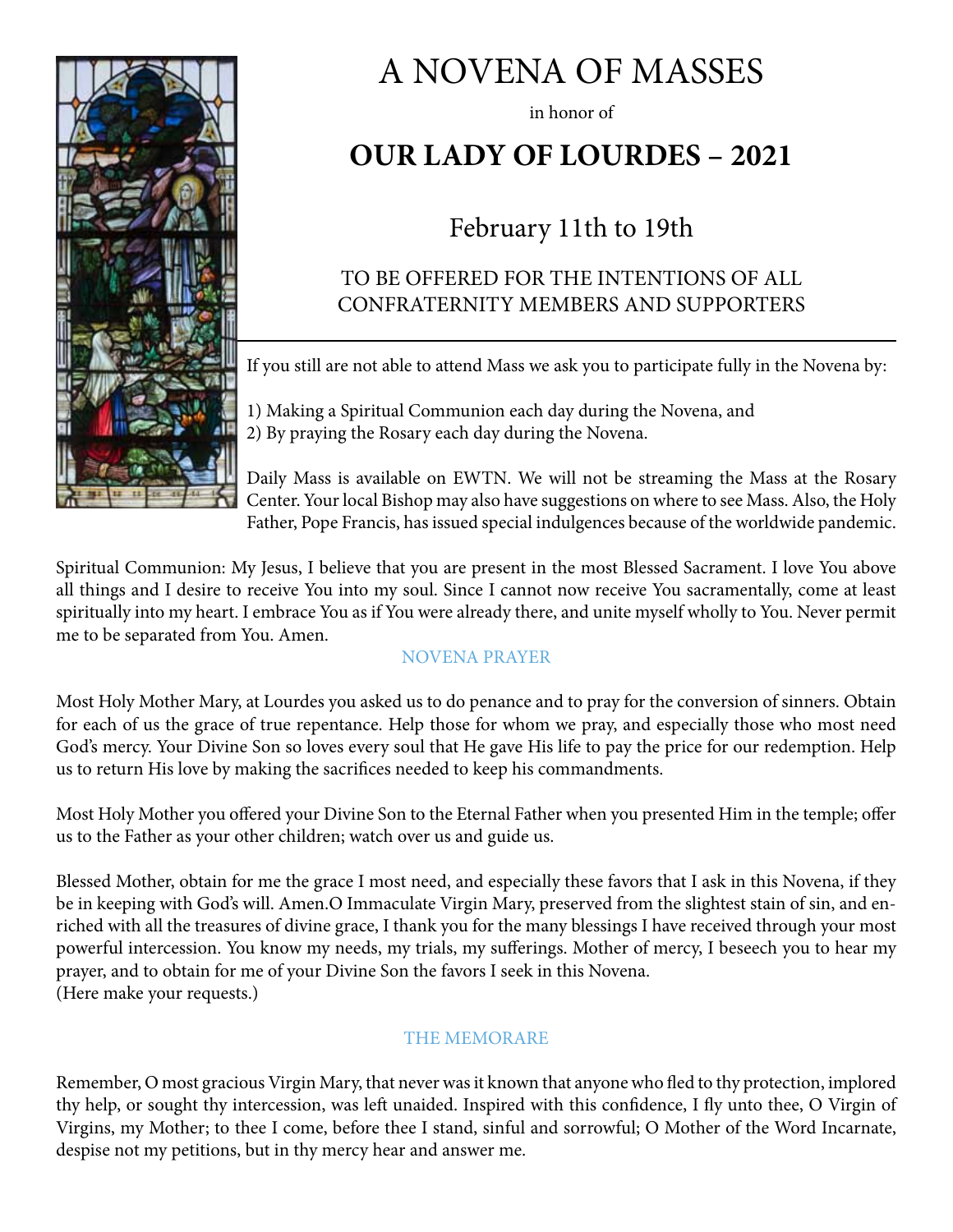# A NOVENA OF MASSES

in honor of

## OUR LADY OF LOURDES – 2021

February 11th to 19th

TO BE OFFERED FOR THE INTENTIONS OF ALL CONFRATERNITY MEMBERS AND SUPPORTERS

---

If you still are not able to attend Mass we ask you to participate fully in the Novena by:

1) Making a Spiritual Communion each day during the Novena, and
2) By praying the Rosary each day during the Novena.

Daily Mass is available on EWTN. We will not be streaming the Mass at the Rosary Center. Your local Bishop may also have suggestions on where to see Mass. Also, the Holy Father, Pope Francis, has issued special indulgences because of the worldwide pandemic.

Spiritual Communion: My Jesus, I believe that you are present in the most Blessed Sacrament. I love You above all things and I desire to receive You into my soul. Since I cannot now receive You sacramentally, come at least spiritually into my heart. I embrace You as if You were already there, and unite myself wholly to You. Never permit me to be separated from You. Amen.

### NOVENA PRAYER

Most Holy Mother Mary, at Lourdes you asked us to do penance and to pray for the conversion of sinners. Obtain for each of us the grace of true repentance. Help those for whom we pray, and especially those who most need God's mercy. Your Divine Son so loves every soul that He gave His life to pay the price for our redemption. Help us to return His love by making the sacrifices needed to keep his commandments.

Most Holy Mother you offered your Divine Son to the Eternal Father when you presented Him in the temple; offer us to the Father as your other children; watch over us and guide us.

Blessed Mother, obtain for me the grace I most need, and especially these favors that I ask in this Novena, if they be in keeping with God's will. Amen.O Immaculate Virgin Mary, preserved from the slightest stain of sin, and enriched with all the treasures of divine grace, I thank you for the many blessings I have received through your most powerful intercession. You know my needs, my trials, my sufferings. Mother of mercy, I beseech you to hear my prayer, and to obtain for me of your Divine Son the favors I seek in this Novena.
(Here make your requests.)

### THE MEMORARE

Remember, O most gracious Virgin Mary, that never was it known that anyone who fled to thy protection, implored thy help, or sought thy intercession, was left unaided. Inspired with this confidence, I fly unto thee, O Virgin of Virgins, my Mother; to thee I come, before thee I stand, sinful and sorrowful; O Mother of the Word Incarnate, despise not my petitions, but in thy mercy hear and answer me.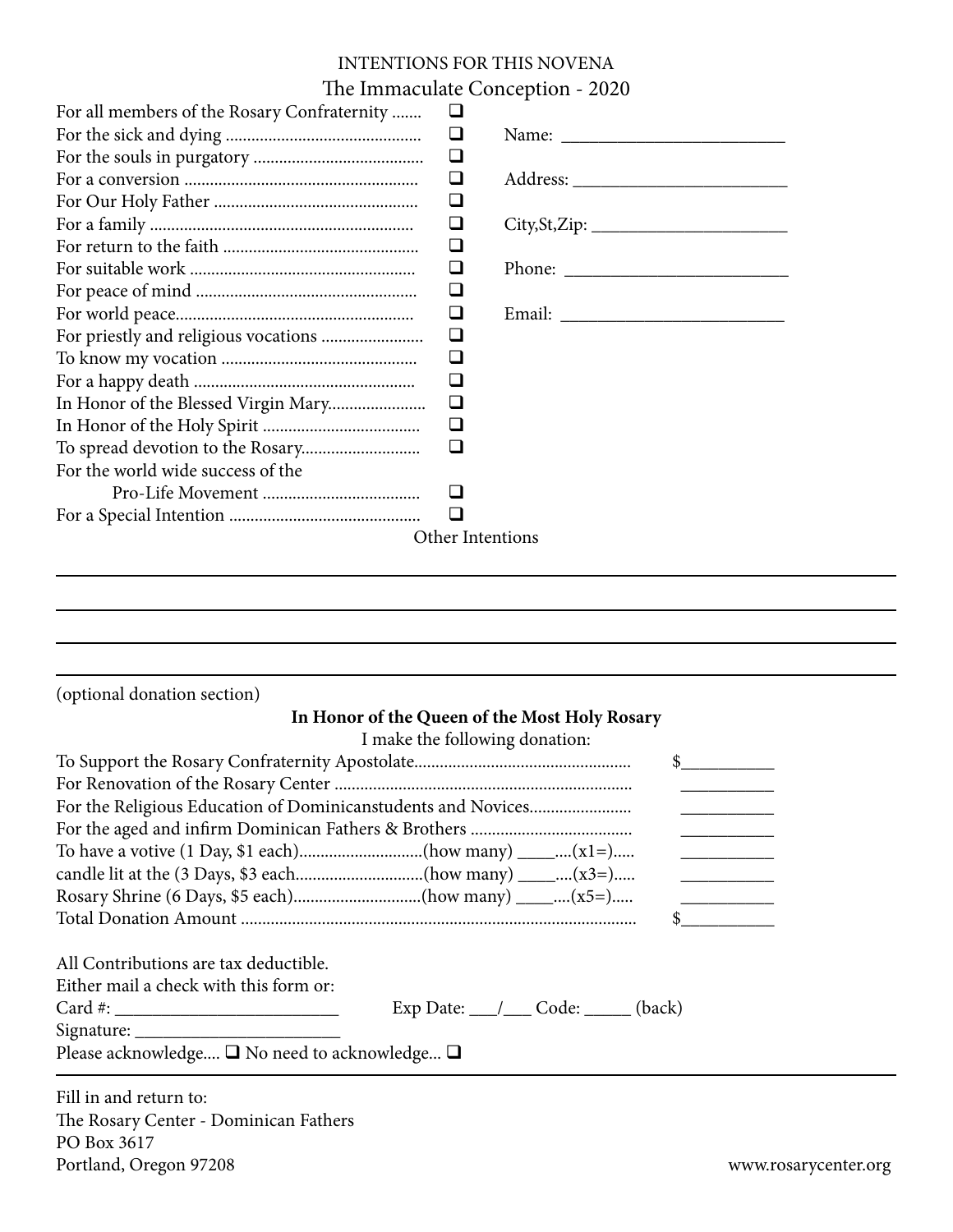INTENTIONS FOR THIS NOVENA

The Immaculate Conception - 2020

| | | |
|---|---|---|
| For all members of the Rosary Confraternity ....... | ❑ | |
| For the sick and dying ............................................. | ❑ | Name: ________________________ |
| For the souls in purgatory ....................................... | ❑ | |
| For a conversion ...................................................... | ❑ | Address: ______________________ |
| For Our Holy Father ............................................... | ❑ | |
| For a family ............................................................. | ❑ | City,St,Zip: ____________________ |
| For return to the faith ............................................. | ❑ | |
| For suitable work .................................................... | ❑ | Phone: ________________________ |
| For peace of mind ................................................... | ❑ | |
| For world peace....................................................... | ❑ | Email: ________________________ |
| For priestly and religious vocations ....................... | ❑ | |
| To know my vocation ............................................. | ❑ | |
| For a happy death ................................................... | ❑ | |
| In Honor of the Blessed Virgin Mary...................... | ❑ | |
| In Honor of the Holy Spirit .................................... | ❑ | |
| To spread devotion to the Rosary........................... | ❑ | |
| For the world wide success of the Pro-Life Movement .................................... | ❑ | |
| For a Special Intention ............................................ | ❑ | |

Other Intentions

---

---

---

---

(optional donation section)

**In Honor of the Queen of the Most Holy Rosary**

I make the following donation:

| | |
|---|---|
| To Support the Rosary Confraternity Apostolate.................................................. | $__________ |
| For Renovation of the Rosary Center .................................................................... | __________ |
| For the Religious Education of Dominicanstudents and Novices....................... | __________ |
| For the aged and infirm Dominican Fathers & Brothers ..................................... | __________ |
| To have a votive (1 Day, $1 each)............................(how many) ____....(x1=)..... | __________ |
| candle lit at the (3 Days, $3 each.............................(how many) ____....(x3=)..... | __________ |
| Rosary Shrine (6 Days, $5 each).............................(how many) ____....(x5=)..... | __________ |
| Total Donation Amount ........................................................................................... | $__________ |

All Contributions are tax deductible.

Either mail a check with this form or:

Card #: ________________________ Exp Date: ___/___ Code: _____ (back)

Signature: ______________________

Please acknowledge.... ❑ No need to acknowledge... ❑

---

Fill in and return to:

The Rosary Center - Dominican Fathers

PO Box 3617

Portland, Oregon 97208

www.rosarycenter.org